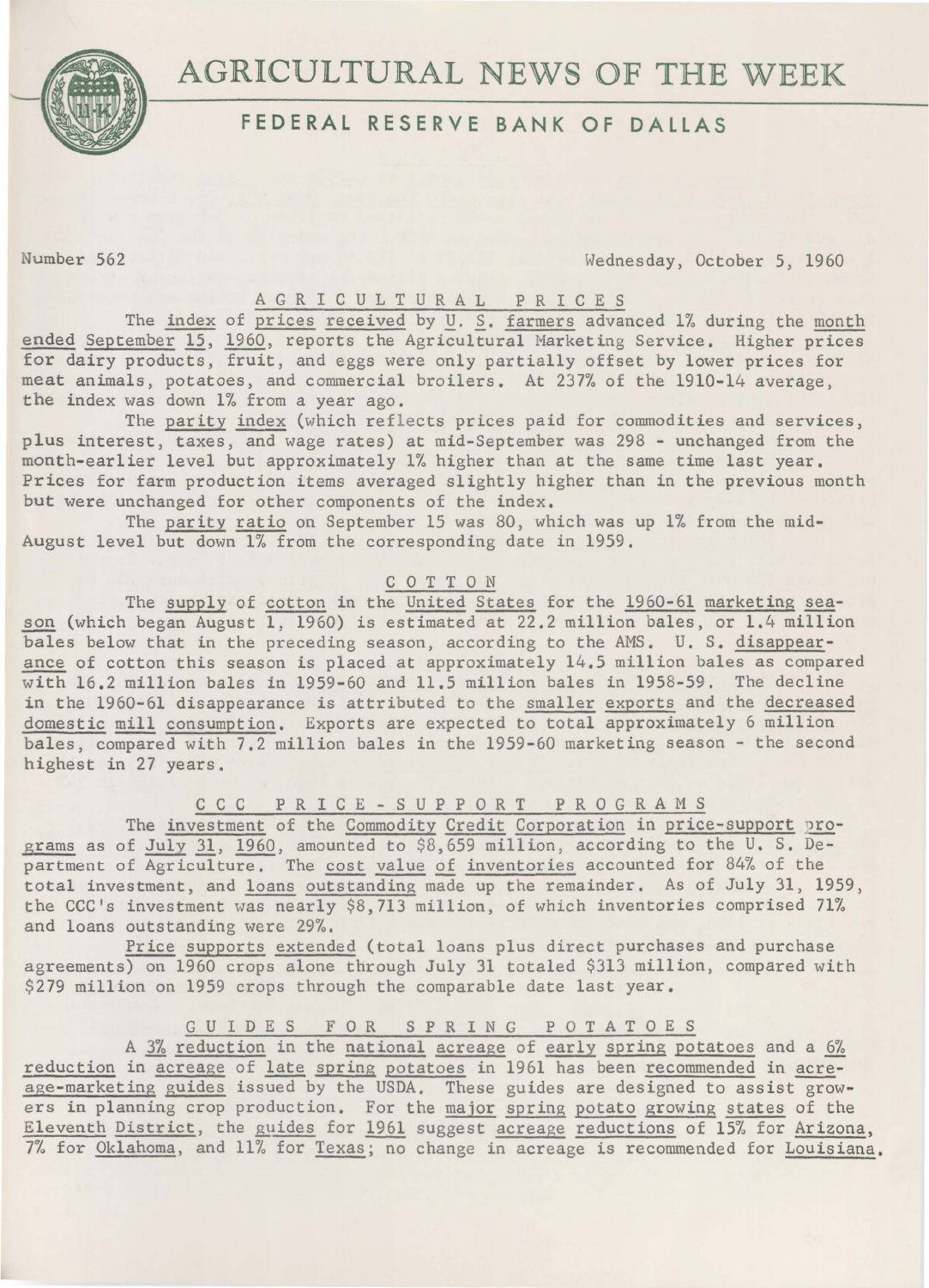# AGRICULTURAL NEWS OF THE WEEK

## FEDERAL RESERVE BANK OF DALLAS

Number 562 — Wednesday, October 5, 1960

### AGRICULTURAL PRICES

The index of prices received by U. S. farmers advanced 1% during the month ended September 15, 1960, reports the Agricultural Marketing Service. Higher prices for dairy products, fruit, and eggs were only partially offset by lower prices for meat animals, potatoes, and commercial broilers. At 237% of the 1910-14 average, the index was down 1% from a year ago.

The parity index (which reflects prices paid for commodities and services, plus interest, taxes, and wage rates) at mid-September was 298 - unchanged from the month-earlier level but approximately 1% higher than at the same time last year. Prices for farm production items averaged slightly higher than in the previous month but were unchanged for other components of the index.

The parity ratio on September 15 was 80, which was up 1% from the mid-August level but down 1% from the corresponding date in 1959.

### COTTON

The supply of cotton in the United States for the 1960-61 marketing season (which began August 1, 1960) is estimated at 22.2 million bales, or 1.4 million bales below that in the preceding season, according to the AMS. U. S. disappearance of cotton this season is placed at approximately 14.5 million bales as compared with 16.2 million bales in 1959-60 and 11.5 million bales in 1958-59. The decline in the 1960-61 disappearance is attributed to the smaller exports and the decreased domestic mill consumption. Exports are expected to total approximately 6 million bales, compared with 7.2 million bales in the 1959-60 marketing season - the second highest in 27 years.

### CCC PRICE-SUPPORT PROGRAMS

The investment of the Commodity Credit Corporation in price-support programs as of July 31, 1960, amounted to $8,659 million, according to the U. S. Department of Agriculture. The cost value of inventories accounted for 84% of the total investment, and loans outstanding made up the remainder. As of July 31, 1959, the CCC's investment was nearly $8,713 million, of which inventories comprised 71% and loans outstanding were 29%.

Price supports extended (total loans plus direct purchases and purchase agreements) on 1960 crops alone through July 31 totaled $313 million, compared with $279 million on 1959 crops through the comparable date last year.

### GUIDES FOR SPRING POTATOES

A 3% reduction in the national acreage of early spring potatoes and a 6% reduction in acreage of late spring potatoes in 1961 has been recommended in acreage-marketing guides issued by the USDA. These guides are designed to assist growers in planning crop production. For the major spring potato growing states of the Eleventh District, the guides for 1961 suggest acreage reductions of 15% for Arizona, 7% for Oklahoma, and 11% for Texas; no change in acreage is recommended for Louisiana.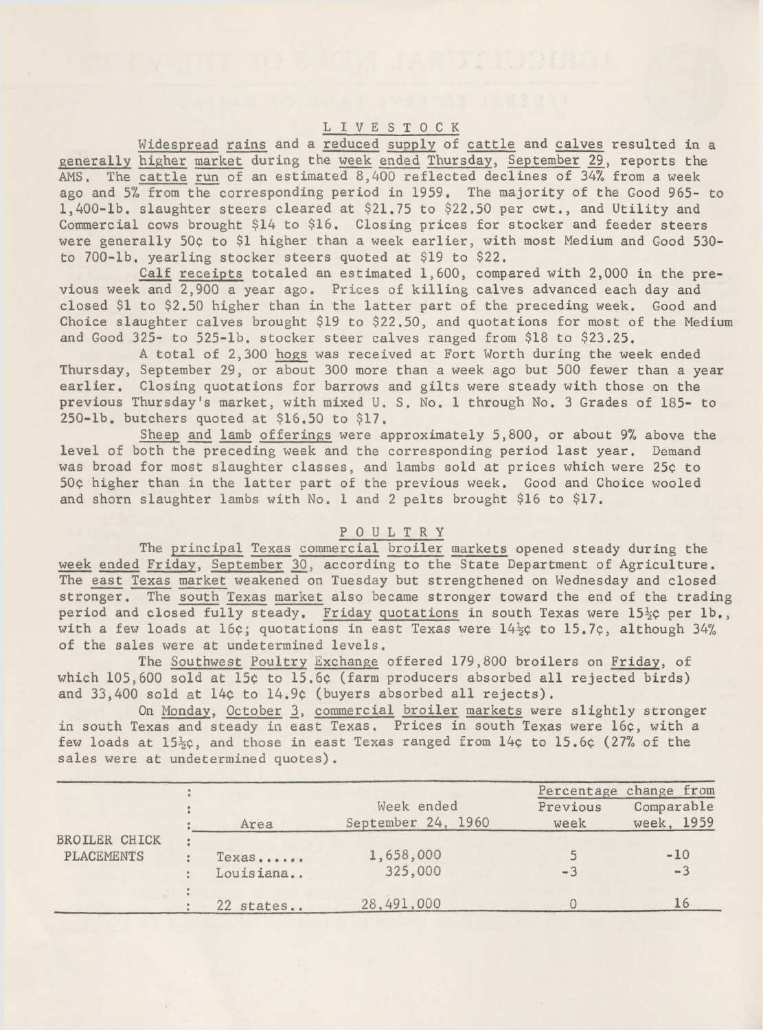## L I V E S T O C K

Widespread rains and a reduced supply of cattle and calves resulted in a generally higher market during the week ended Thursday, September 29, reports the AMS. The cattle run of an estimated 8,400 reflected declines of 34% from a week ago and 5% from the corresponding period in 1959. The majority of the Good 965- to 1,400-lb. slaughter steers cleared at $21.75 to $22.50 per cwt., and Utility and Commercial cows brought $14 to $16. Closing prices for stocker and feeder steers were generally 50¢ to $1 higher than a week earlier, with most Medium and Good 530- to 700-lb. yearling stocker steers quoted at $19 to $22.

Calf receipts totaled an estimated 1,600, compared with 2,000 in the previous week and 2,900 a year ago. Prices of killing calves advanced each day and closed $1 to $2.50 higher than in the latter part of the preceding week. Good and Choice slaughter calves brought $19 to $22.50, and quotations for most of the Medium and Good 325- to 525-lb. stocker steer calves ranged from $18 to $23.25.

A total of 2,300 hogs was received at Fort Worth during the week ended Thursday, September 29, or about 300 more than a week ago but 500 fewer than a year earlier. Closing quotations for barrows and gilts were steady with those on the previous Thursday's market, with mixed U. S. No. 1 through No. 3 Grades of 185- to 250-lb. butchers quoted at $16.50 to $17.

Sheep and lamb offerings were approximately 5,800, or about 9% above the level of both the preceding week and the corresponding period last year. Demand was broad for most slaughter classes, and lambs sold at prices which were 25¢ to 50¢ higher than in the latter part of the previous week. Good and Choice wooled and shorn slaughter lambs with No. 1 and 2 pelts brought $16 to $17.

## P O U L T R Y

The principal Texas commercial broiler markets opened steady during the week ended Friday, September 30, according to the State Department of Agriculture. The east Texas market weakened on Tuesday but strengthened on Wednesday and closed stronger. The south Texas market also became stronger toward the end of the trading period and closed fully steady. Friday quotations in south Texas were 15½¢ per lb., with a few loads at 16¢; quotations in east Texas were 14½¢ to 15.7¢, although 34% of the sales were at undetermined levels.

The Southwest Poultry Exchange offered 179,800 broilers on Friday, of which 105,600 sold at 15¢ to 15.6¢ (farm producers absorbed all rejected birds) and 33,400 sold at 14¢ to 14.9¢ (buyers absorbed all rejects).

On Monday, October 3, commercial broiler markets were slightly stronger in south Texas and steady in east Texas. Prices in south Texas were 16¢, with a few loads at 15½¢, and those in east Texas ranged from 14¢ to 15.6¢ (27% of the sales were at undetermined quotes).

| | Area | Week ended September 24, 1960 | Percentage change from Previous week | Percentage change from Comparable week, 1959 |
|---|---|---|---|---|
| BROILER CHICK PLACEMENTS | Texas...... | 1,658,000 | 5 | -10 |
| | Louisiana.. | 325,000 | -3 | -3 |
| | 22 states.. | 28,491,000 | 0 | 16 |